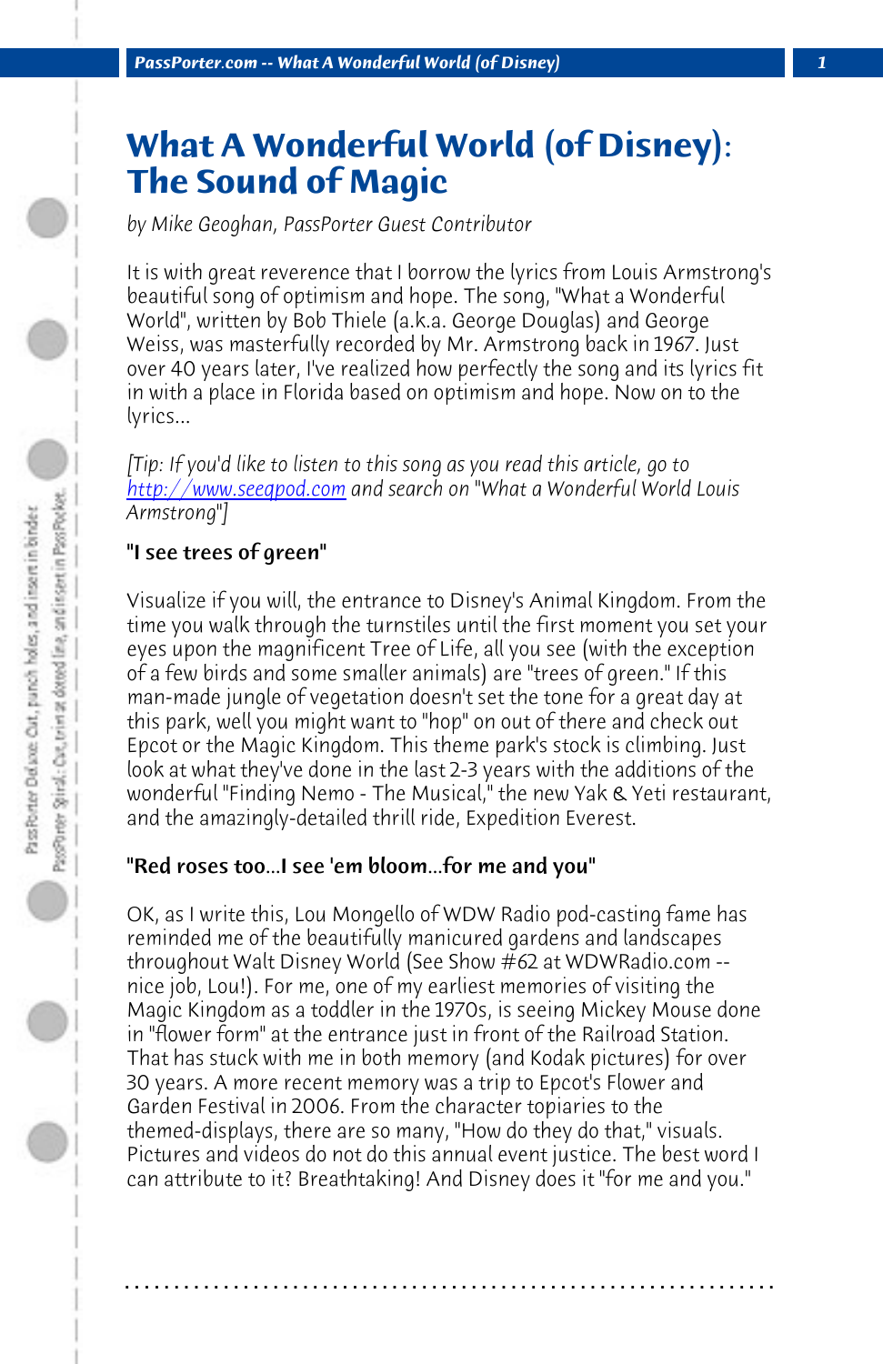# What A Wonderful World (of Disney): The Sound of Magic

*by Mike Geoghan, PassPorter Guest Contributor*

It is with great reverence that I borrow the lyrics from Louis Armstrong's beautiful song of optimism and hope. The song, "What a Wonderful World", written by Bob Thiele (a.k.a. George Douglas) and George Weiss, was masterfully recorded by Mr. Armstrong back in 1967. Just over 40 years later, I've realized how perfectly the song and its lyrics fit in with a place in Florida based on optimism and hope. Now on to the lyrics...

*[Tip: If you'd like to listen to this song as you read this article, go to [http://www.seeqpod.com](http://www.seeqpod.com) and search on "What a Wonderful World Louis Armstrong"]*

### "I see trees of green"

Visualize if you will, the entrance to Disney's Animal Kingdom. From the time you walk through the turnstiles until the first moment you set your eyes upon the magnificent Tree of Life, all you see (with the exception of a few birds and some smaller animals) are "trees of green." If this man-made jungle of vegetation doesn't set the tone for a great day at this park, well you might want to "hop" on out of there and check out Epcot or the Magic Kingdom. This theme park's stock is climbing. Just look at what they've done in the last 2-3 years with the additions of the wonderful "Finding Nemo - The Musical," the new Yak & Yeti restaurant, and the amazingly-detailed thrill ride, Expedition Everest.

### "Red roses too...I see 'em bloom...for me and you"

OK, as I write this, Lou Mongello of WDW Radio pod-casting fame has reminded me of the beautifully manicured gardens and landscapes throughout Walt Disney World (See Show #62 at WDWRadio.com -- nice job, Lou!). For me, one of my earliest memories of visiting the Magic Kingdom as a toddler in the 1970s, is seeing Mickey Mouse done in "flower form" at the entrance just in front of the Railroad Station. That has stuck with me in both memory (and Kodak pictures) for over 30 years. A more recent memory was a trip to Epcot's Flower and Garden Festival in 2006. From the character topiaries to the themed-displays, there are so many, "How do they do that," visuals. Pictures and videos do not do this annual event justice. The best word I can attribute to it? Breathtaking! And Disney does it "for me and you."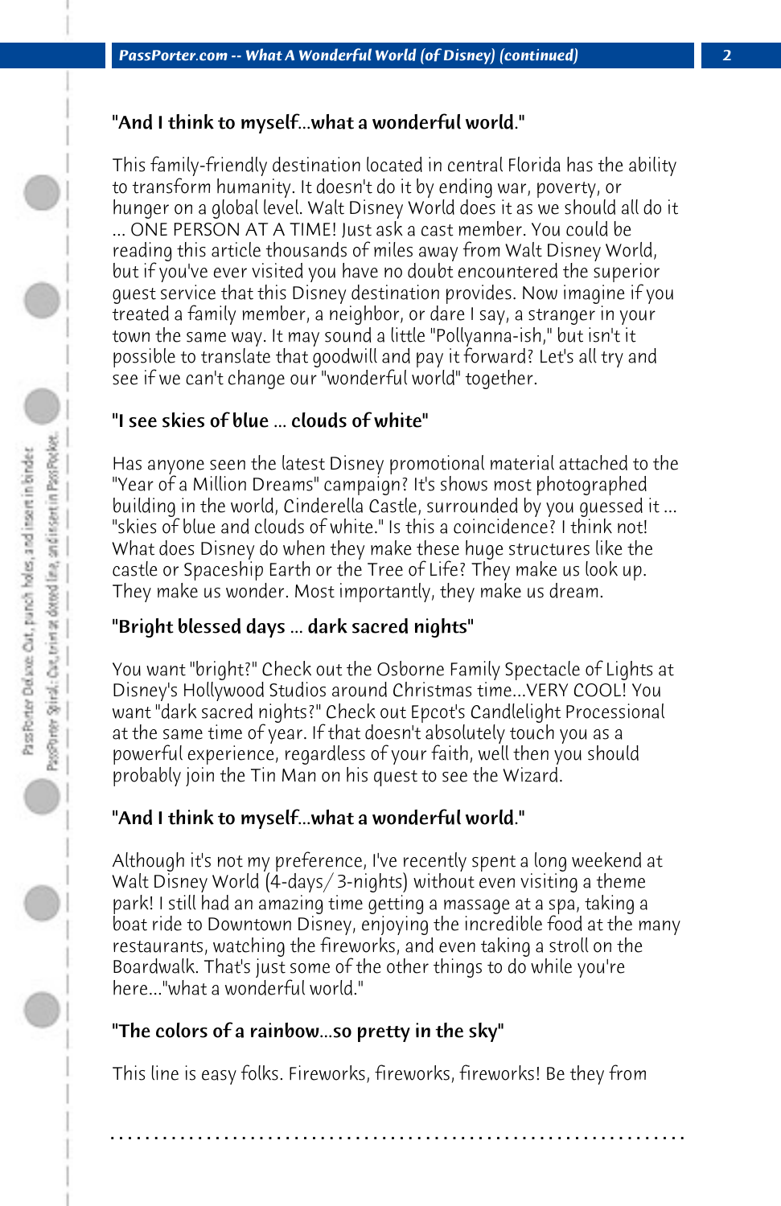### "And I think to myself...what a wonderful world."

This family-friendly destination located in central Florida has the ability to transform humanity. It doesn't do it by ending war, poverty, or hunger on a global level. Walt Disney World does it as we should all do it ... ONE PERSON AT A TIME! Just ask a cast member. You could be reading this article thousands of miles away from Walt Disney World, but if you've ever visited you have no doubt encountered the superior guest service that this Disney destination provides. Now imagine if you treated a family member, a neighbor, or dare I say, a stranger in your town the same way. It may sound a little "Pollyanna-ish," but isn't it possible to translate that goodwill and pay it forward? Let's all try and see if we can't change our "wonderful world" together.

### "I see skies of blue ... clouds of white"

Has anyone seen the latest Disney promotional material attached to the "Year of a Million Dreams" campaign? It's shows most photographed building in the world, Cinderella Castle, surrounded by you guessed it ... "skies of blue and clouds of white." Is this a coincidence? I think not! What does Disney do when they make these huge structures like the castle or Spaceship Earth or the Tree of Life? They make us look up. They make us wonder. Most importantly, they make us dream.

### "Bright blessed days ... dark sacred nights"

You want "bright?" Check out the Osborne Family Spectacle of Lights at Disney's Hollywood Studios around Christmas time...VERY COOL! You want "dark sacred nights?" Check out Epcot's Candlelight Processional at the same time of year. If that doesn't absolutely touch you as a powerful experience, regardless of your faith, well then you should probably join the Tin Man on his quest to see the Wizard.

### "And I think to myself...what a wonderful world."

Although it's not my preference, I've recently spent a long weekend at Walt Disney World (4-days/ 3-nights) without even visiting a theme park! I still had an amazing time getting a massage at a spa, taking a boat ride to Downtown Disney, enjoying the incredible food at the many restaurants, watching the fireworks, and even taking a stroll on the Boardwalk. That's just some of the other things to do while you're here..."what a wonderful world."

### "The colors of a rainbow...so pretty in the sky"

This line is easy folks. Fireworks, fireworks, fireworks! Be they from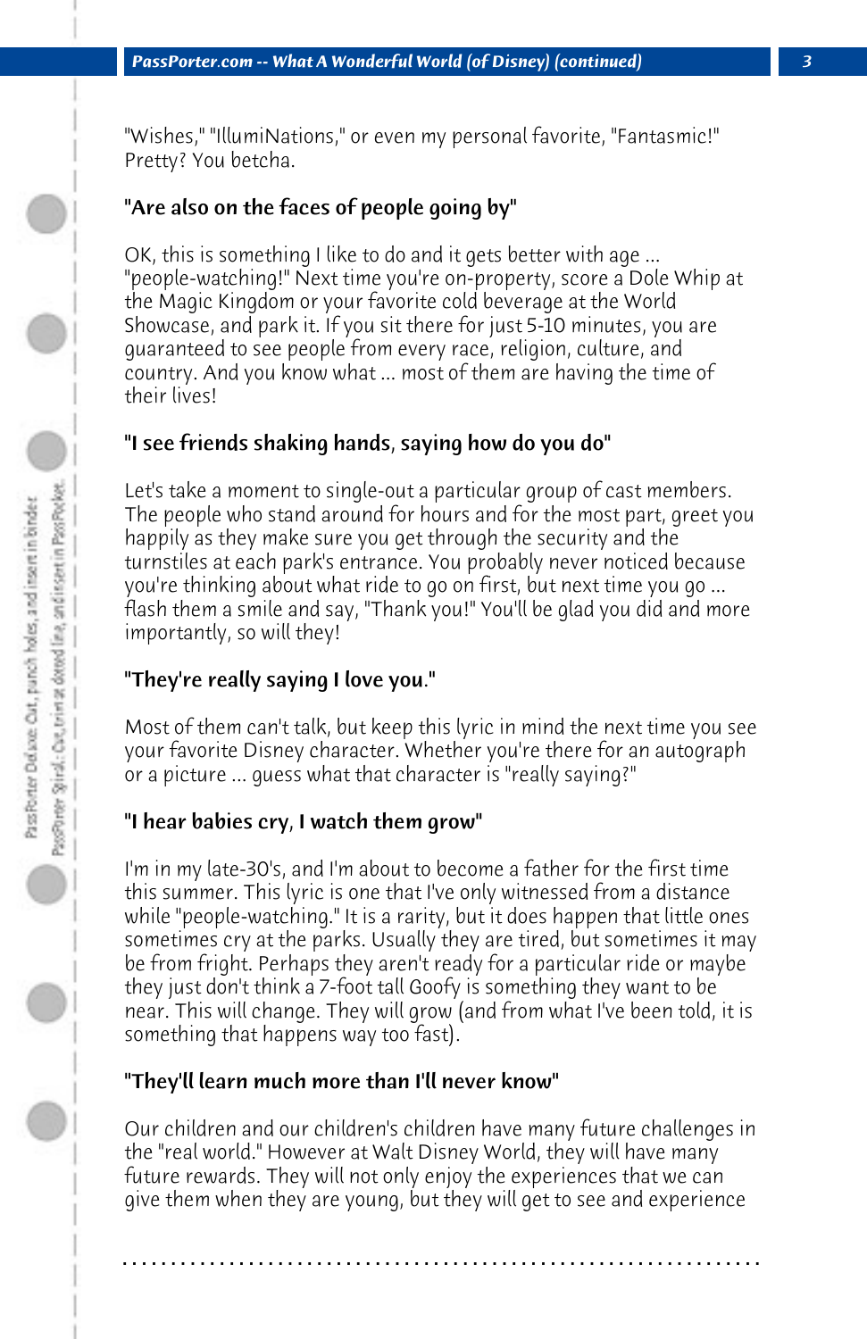"Wishes," "IllumiNations," or even my personal favorite, "Fantasmic!" Pretty? You betcha.

### "Are also on the faces of people going by"

OK, this is something I like to do and it gets better with age ... "people-watching!" Next time you're on-property, score a Dole Whip at the Magic Kingdom or your favorite cold beverage at the World Showcase, and park it. If you sit there for just 5-10 minutes, you are guaranteed to see people from every race, religion, culture, and country. And you know what ... most of them are having the time of their lives!

### "I see friends shaking hands, saying how do you do"

Let's take a moment to single-out a particular group of cast members. The people who stand around for hours and for the most part, greet you happily as they make sure you get through the security and the turnstiles at each park's entrance. You probably never noticed because you're thinking about what ride to go on first, but next time you go ... flash them a smile and say, "Thank you!" You'll be glad you did and more importantly, so will they!

### "They're really saying I love you."

Most of them can't talk, but keep this lyric in mind the next time you see your favorite Disney character. Whether you're there for an autograph or a picture ... guess what that character is "really saying?"

### "I hear babies cry, I watch them grow"

I'm in my late-30's, and I'm about to become a father for the first time this summer. This lyric is one that I've only witnessed from a distance while "people-watching." It is a rarity, but it does happen that little ones sometimes cry at the parks. Usually they are tired, but sometimes it may be from fright. Perhaps they aren't ready for a particular ride or maybe they just don't think a 7-foot tall Goofy is something they want to be near. This will change. They will grow (and from what I've been told, it is something that happens way too fast).

### "They'll learn much more than I'll never know"

Our children and our children's children have many future challenges in the "real world." However at Walt Disney World, they will have many future rewards. They will not only enjoy the experiences that we can give them when they are young, but they will get to see and experience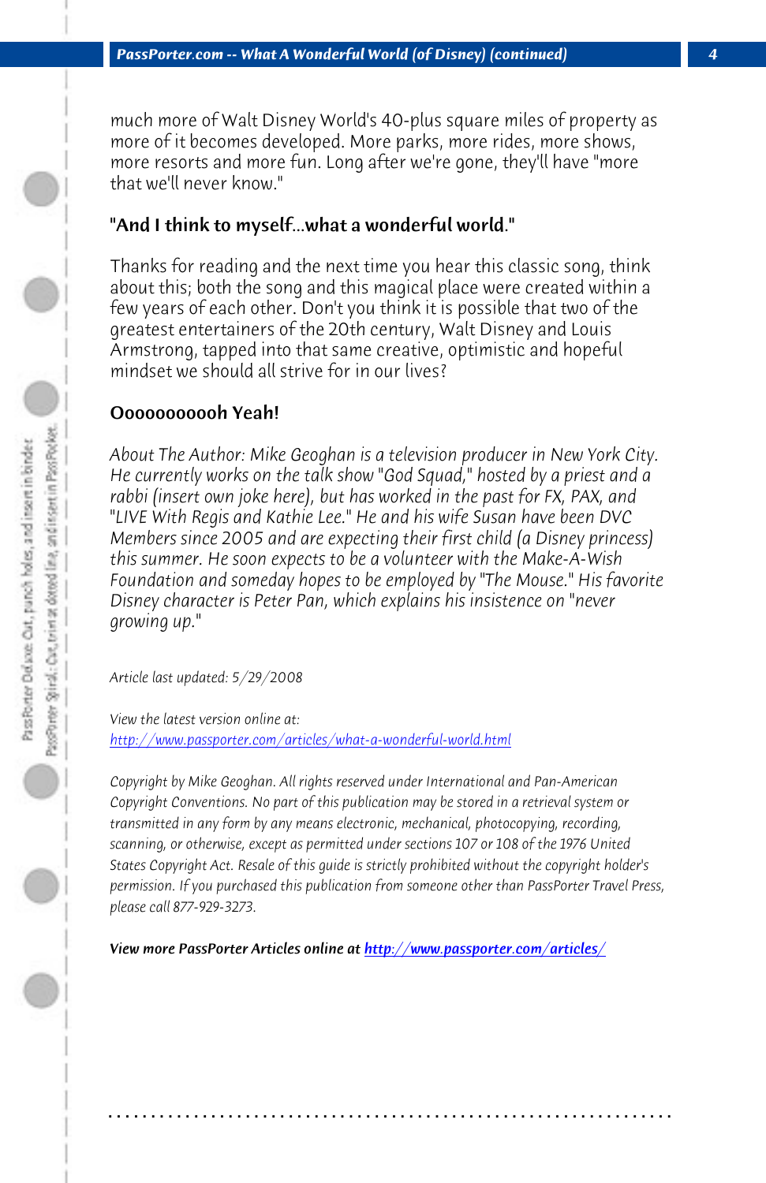much more of Walt Disney World's 40-plus square miles of property as more of it becomes developed. More parks, more rides, more shows, more resorts and more fun. Long after we're gone, they'll have "more that we'll never know."

### "And I think to myself...what a wonderful world."

Thanks for reading and the next time you hear this classic song, think about this; both the song and this magical place were created within a few years of each other. Don't you think it is possible that two of the greatest entertainers of the 20th century, Walt Disney and Louis Armstrong, tapped into that same creative, optimistic and hopeful mindset we should all strive for in our lives?

### Oooooooooh Yeah!

*About The Author: Mike Geoghan is a television producer in New York City. He currently works on the talk show "God Squad," hosted by a priest and a rabbi (insert own joke here), but has worked in the past for FX, PAX, and "LIVE With Regis and Kathie Lee." He and his wife Susan have been DVC Members since 2005 and are expecting their first child (a Disney princess) this summer. He soon expects to be a volunteer with the Make-A-Wish Foundation and someday hopes to be employed by "The Mouse." His favorite Disney character is Peter Pan, which explains his insistence on "never growing up."*

*Article last updated: 5/29/2008*

*View the latest version online at:*
*http://www.passporter.com/articles/what-a-wonderful-world.html*

*Copyright by Mike Geoghan. All rights reserved under International and Pan-American Copyright Conventions. No part of this publication may be stored in a retrieval system or transmitted in any form by any means electronic, mechanical, photocopying, recording, scanning, or otherwise, except as permitted under sections 107 or 108 of the 1976 United States Copyright Act. Resale of this guide is strictly prohibited without the copyright holder's permission. If you purchased this publication from someone other than PassPorter Travel Press, please call 877-929-3273.*

***View more PassPorter Articles online at http://www.passporter.com/articles/***